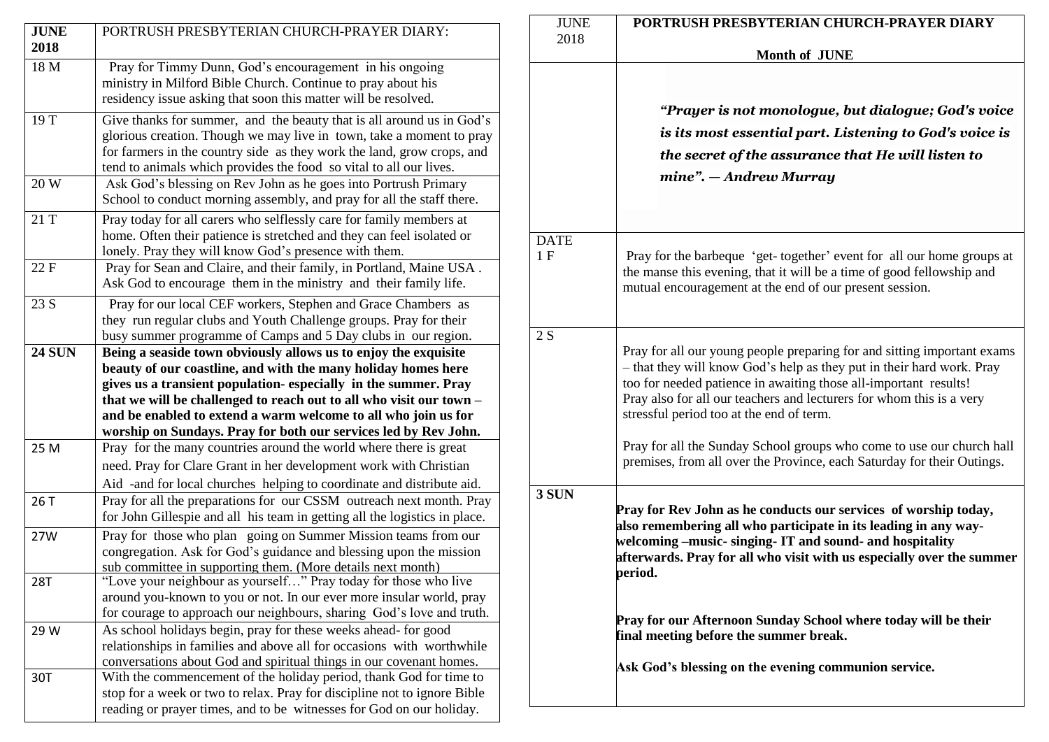| JUNE 2018 | PORTRUSH PRESBYTERIAN CHURCH-PRAYER DIARY |
|---|---|
| | **Month of JUNE** |
| | ***"Prayer is not monologue, but dialogue; God's voice is its most essential part. Listening to God's voice is the secret of the assurance that He will listen to mine". — Andrew Murray*** |
| DATE 1 F | Pray for the barbeque 'get- together' event for all our home groups at the manse this evening, that it will be a time of good fellowship and mutual encouragement at the end of our present session. |
| 2 S | Pray for all our young people preparing for and sitting important exams – that they will know God's help as they put in their hard work. Pray too for needed patience in awaiting those all-important results! Pray also for all our teachers and lecturers for whom this is a very stressful period too at the end of term. Pray for all the Sunday School groups who come to use our church hall premises, from all over the Province, each Saturday for their Outings. |
| **3 SUN** | **Pray for Rev John as he conducts our services of worship today, also remembering all who participate in its leading in any way- welcoming –music- singing- IT and sound- and hospitality afterwards. Pray for all who visit with us especially over the summer period. Pray for our Afternoon Sunday School where today will be their final meeting before the summer break. Ask God's blessing on the evening communion service.** |

| JUNE 2018 | PORTRUSH PRESBYTERIAN CHURCH-PRAYER DIARY: |
|---|---|
| 18 M | Pray for Timmy Dunn, God's encouragement in his ongoing ministry in Milford Bible Church. Continue to pray about his residency issue asking that soon this matter will be resolved. |
| 19 T | Give thanks for summer, and the beauty that is all around us in God's glorious creation. Though we may live in town, take a moment to pray for farmers in the country side as they work the land, grow crops, and tend to animals which provides the food so vital to all our lives. |
| 20 W | Ask God's blessing on Rev John as he goes into Portrush Primary School to conduct morning assembly, and pray for all the staff there. |
| 21 T | Pray today for all carers who selflessly care for family members at home. Often their patience is stretched and they can feel isolated or lonely. Pray they will know God's presence with them. |
| 22 F | Pray for Sean and Claire, and their family, in Portland, Maine USA . Ask God to encourage them in the ministry and their family life. |
| 23 S | Pray for our local CEF workers, Stephen and Grace Chambers as they run regular clubs and Youth Challenge groups. Pray for their busy summer programme of Camps and 5 Day clubs in our region. |
| **24 SUN** | **Being a seaside town obviously allows us to enjoy the exquisite beauty of our coastline, and with the many holiday homes here gives us a transient population- especially in the summer. Pray that we will be challenged to reach out to all who visit our town – and be enabled to extend a warm welcome to all who join us for worship on Sundays. Pray for both our services led by Rev John.** |
| 25 M | Pray for the many countries around the world where there is great need. Pray for Clare Grant in her development work with Christian Aid -and for local churches helping to coordinate and distribute aid. |
| 26 T | Pray for all the preparations for our CSSM outreach next month. Pray for John Gillespie and all his team in getting all the logistics in place. |
| 27W | Pray for those who plan going on Summer Mission teams from our congregation. Ask for God's guidance and blessing upon the mission sub committee in supporting them. (More details next month) |
| 28T | "Love your neighbour as yourself…" Pray today for those who live around you-known to you or not. In our ever more insular world, pray for courage to approach our neighbours, sharing God's love and truth. |
| 29 W | As school holidays begin, pray for these weeks ahead- for good relationships in families and above all for occasions with worthwhile conversations about God and spiritual things in our covenant homes. |
| 30T | With the commencement of the holiday period, thank God for time to stop for a week or two to relax. Pray for discipline not to ignore Bible reading or prayer times, and to be witnesses for God on our holiday. |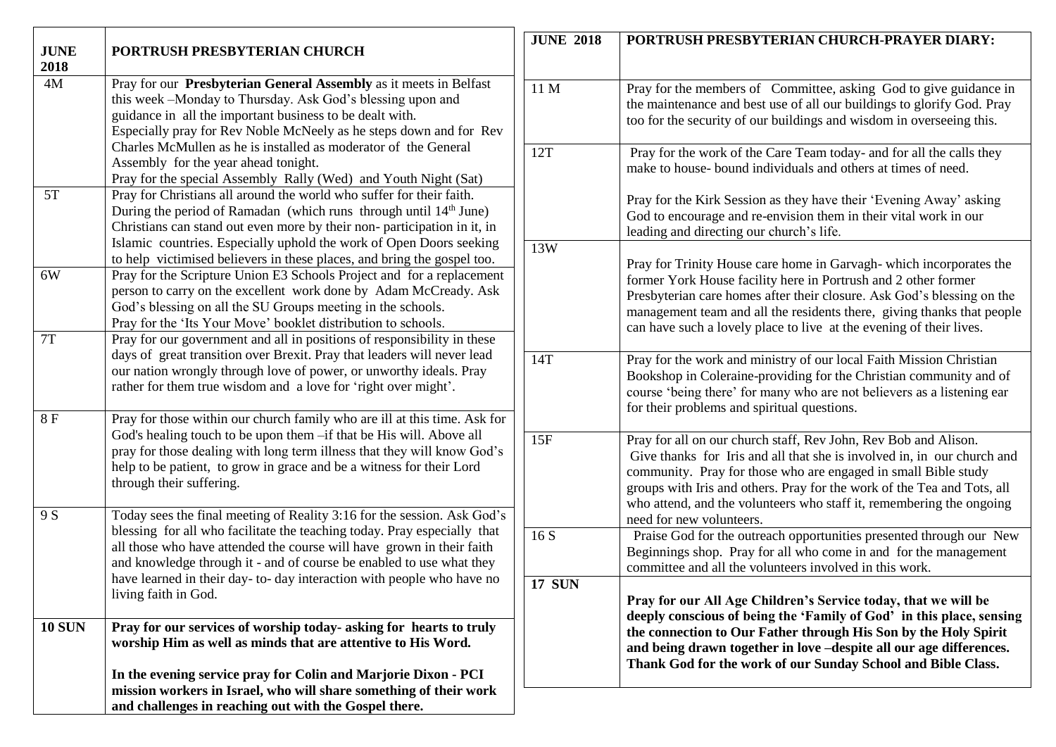| JUNE 2018 | PORTRUSH PRESBYTERIAN CHURCH |
|---|---|
| 4M | Pray for our **Presbyterian General Assembly** as it meets in Belfast this week –Monday to Thursday. Ask God's blessing upon and guidance in all the important business to be dealt with. Especially pray for Rev Noble McNeely as he steps down and for Rev Charles McMullen as he is installed as moderator of the General Assembly for the year ahead tonight. Pray for the special Assembly Rally (Wed) and Youth Night (Sat) |
| 5T | Pray for Christians all around the world who suffer for their faith. During the period of Ramadan (which runs through until 14th June) Christians can stand out even more by their non- participation in it, in Islamic countries. Especially uphold the work of Open Doors seeking to help victimised believers in these places, and bring the gospel too. |
| 6W | Pray for the Scripture Union E3 Schools Project and for a replacement person to carry on the excellent work done by Adam McCready. Ask God's blessing on all the SU Groups meeting in the schools. Pray for the 'Its Your Move' booklet distribution to schools. |
| 7T | Pray for our government and all in positions of responsibility in these days of great transition over Brexit. Pray that leaders will never lead our nation wrongly through love of power, or unworthy ideals. Pray rather for them true wisdom and a love for 'right over might'. |
| 8 F | Pray for those within our church family who are ill at this time. Ask for God's healing touch to be upon them –if that be His will. Above all pray for those dealing with long term illness that they will know God's help to be patient, to grow in grace and be a witness for their Lord through their suffering. |
| 9 S | Today sees the final meeting of Reality 3:16 for the session. Ask God's blessing for all who facilitate the teaching today. Pray especially that all those who have attended the course will have grown in their faith and knowledge through it - and of course be enabled to use what they have learned in their day- to- day interaction with people who have no living faith in God. |
| **10 SUN** | **Pray for our services of worship today- asking for hearts to truly worship Him as well as minds that are attentive to His Word.** **In the evening service pray for Colin and Marjorie Dixon - PCI mission workers in Israel, who will share something of their work and challenges in reaching out with the Gospel there.** |

| JUNE 2018 | PORTRUSH PRESBYTERIAN CHURCH-PRAYER DIARY: |
|---|---|
| 11 M | Pray for the members of Committee, asking God to give guidance in the maintenance and best use of all our buildings to glorify God. Pray too for the security of our buildings and wisdom in overseeing this. |
| 12T | Pray for the work of the Care Team today- and for all the calls they make to house- bound individuals and others at times of need. Pray for the Kirk Session as they have their 'Evening Away' asking God to encourage and re-envision them in their vital work in our leading and directing our church's life. |
| 13W | Pray for Trinity House care home in Garvagh- which incorporates the former York House facility here in Portrush and 2 other former Presbyterian care homes after their closure. Ask God's blessing on the management team and all the residents there, giving thanks that people can have such a lovely place to live at the evening of their lives. |
| 14T | Pray for the work and ministry of our local Faith Mission Christian Bookshop in Coleraine-providing for the Christian community and of course 'being there' for many who are not believers as a listening ear for their problems and spiritual questions. |
| 15F | Pray for all on our church staff, Rev John, Rev Bob and Alison. Give thanks for Iris and all that she is involved in, in our church and community. Pray for those who are engaged in small Bible study groups with Iris and others. Pray for the work of the Tea and Tots, all who attend, and the volunteers who staff it, remembering the ongoing need for new volunteers. |
| 16 S | Praise God for the outreach opportunities presented through our New Beginnings shop. Pray for all who come in and for the management committee and all the volunteers involved in this work. |
| **17 SUN** | **Pray for our All Age Children's Service today, that we will be deeply conscious of being the 'Family of God' in this place, sensing the connection to Our Father through His Son by the Holy Spirit and being drawn together in love –despite all our age differences. Thank God for the work of our Sunday School and Bible Class.** |